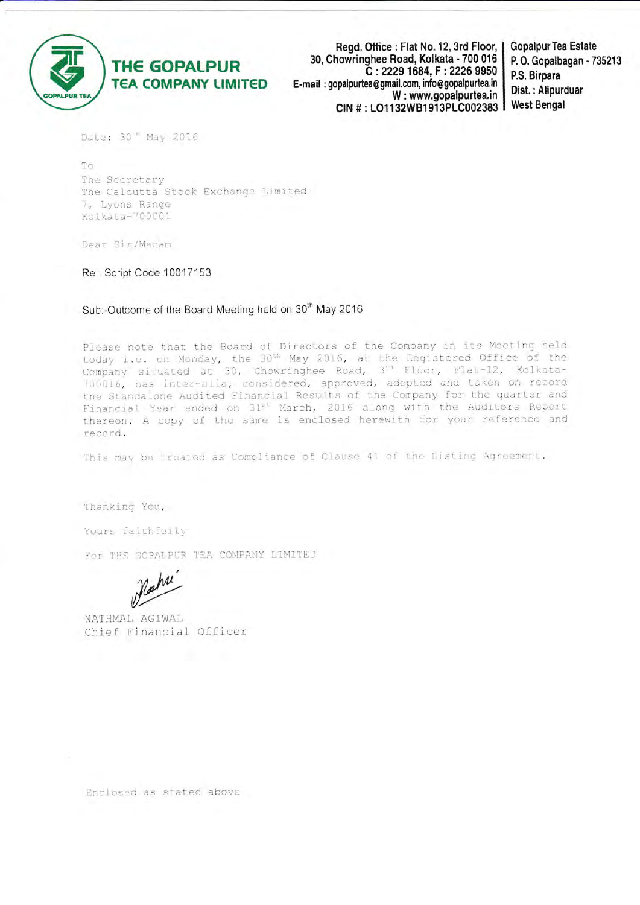**THE GOPALPUR TEA COMPANY LIMITED**

Regd. Office : Flat No. 12, 3rd Floor, 30, Chowringhee Road, Kolkata - 700 016
C : 2229 1684, F : 2226 9950
E-mail : gopalpurtea@gmail.com, info@gopalpurtea.in
W : www.gopalpurtea.in
CIN # : LO1132WB1913PLC002383

Gopalpur Tea Estate
P. O. Gopalbagan - 735213
P.S. Birpara
Dist. : Alipurduar
West Bengal

Date: 30[th] May 2016

To
The Secretary
The Calcutta Stock Exchange Limited
7, Lyons Range
Kolkata-700001

Dear Sir/Madam

Re.: Script Code 10017153

Sub.-Outcome of the Board Meeting held on 30[th] May 2016

Please note that the Board of Directors of the Company in its Meeting held today i.e. on Monday, the 30[th] May 2016, at the Registered Office of the Company situated at 30, Chowringhee Road, 3[rd] Floor, Flat-12, Kolkata-700016, has inter-alia, considered, approved, adopted and taken on record the Standalone Audited Financial Results of the Company for the quarter and Financial Year ended on 31[st] March, 2016 along with the Auditors Report thereon. A copy of the same is enclosed herewith for your reference and record.

This may be treated as Compliance of Clause 41 of the Listing Agreement.

Thanking You,

Yours faithfully

For THE GOPALPUR TEA COMPANY LIMITED

NATHMAL AGIWAL
Chief Financial Officer

Enclosed as stated above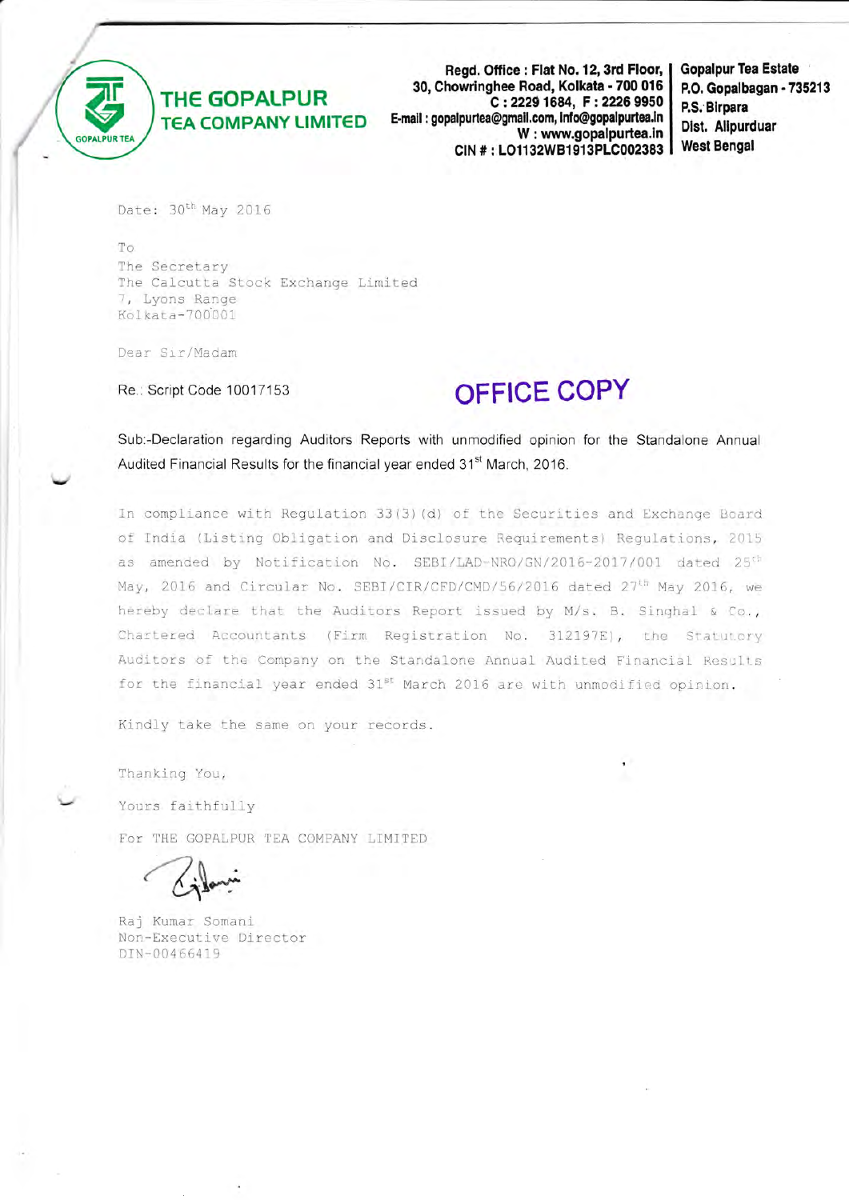**THE GOPALPUR TEA COMPANY LIMITED**

Regd. Office : Flat No. 12, 3rd Floor, 30, Chowringhee Road, Kolkata - 700 016
C : 2229 1684, F : 2226 9950
E-mail : gopalpurtea@gmail.com, info@gopalpurtea.in
W : www.gopalpurtea.in
CIN # : LO1132WB1913PLC002383

Gopalpur Tea Estate
P.O. Gopalbagan - 735213
P.S. Birpara
Dist. Alipurduar
West Bengal

Date: 30th May 2016

To
The Secretary
The Calcutta Stock Exchange Limited
7, Lyons Range
Kolkata-700001

Dear Sir/Madam

Re.: Script Code 10017153

**OFFICE COPY**

Sub:-Declaration regarding Auditors Reports with unmodified opinion for the Standalone Annual Audited Financial Results for the financial year ended 31st March, 2016.

In compliance with Regulation 33(3)(d) of the Securities and Exchange Board of India (Listing Obligation and Disclosure Requirements) Regulations, 2015 as amended by Notification No. SEBI/LAD-NRO/GN/2016-2017/001 dated 25th May, 2016 and Circular No. SEBI/CIR/CFD/CMD/56/2016 dated 27th May 2016, we hereby declare that the Auditors Report issued by M/s. B. Singhal & Co., Chartered Accountants (Firm Registration No. 312197E), the Statutory Auditors of the Company on the Standalone Annual Audited Financial Results for the financial year ended 31st March 2016 are with unmodified opinion.

Kindly take the same on your records.

Thanking You,

Yours faithfully

For THE GOPALPUR TEA COMPANY LIMITED

Raj Kumar Somani
Non-Executive Director
DIN-00466419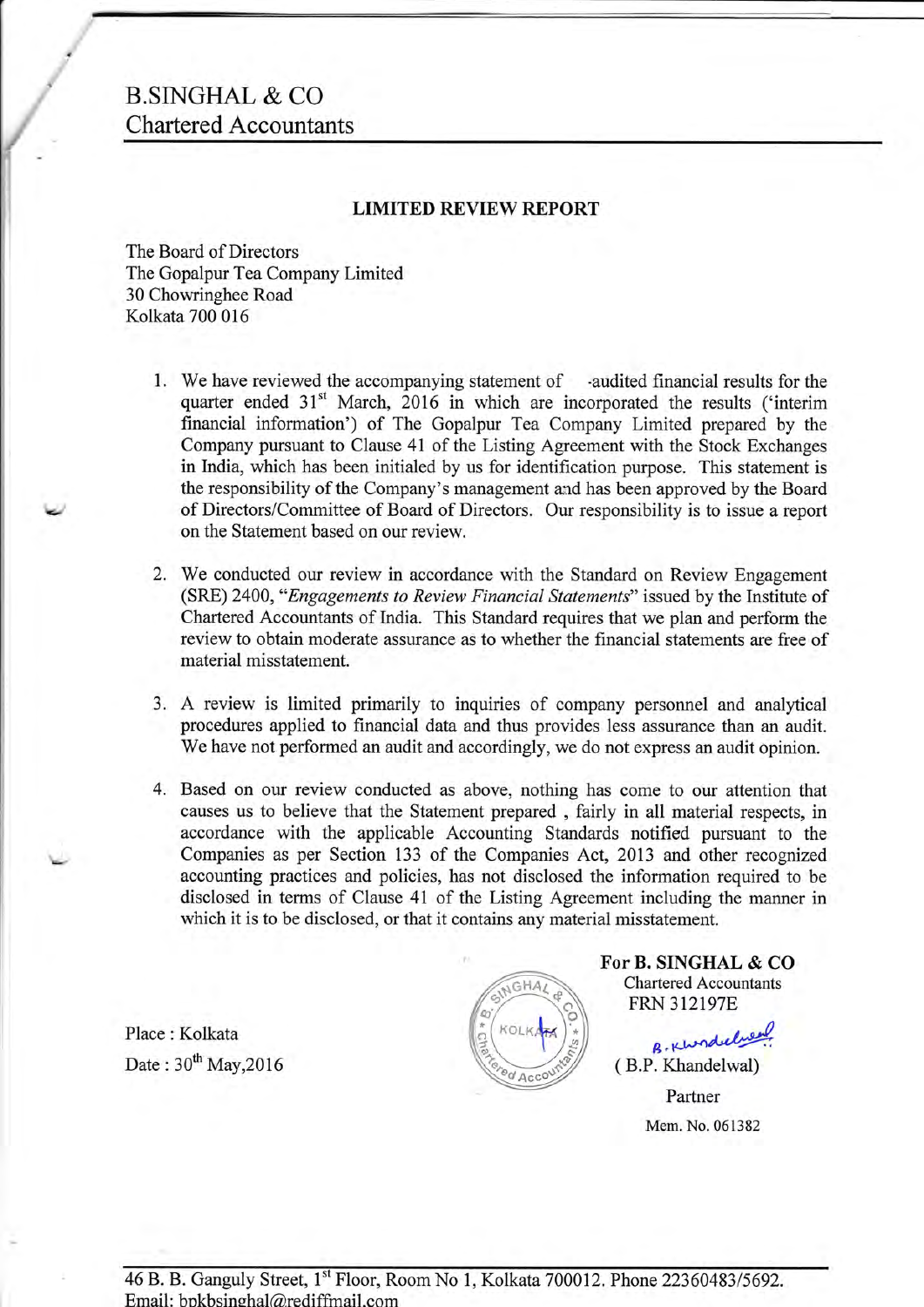# B.SINGHAL & CO
## Chartered Accountants

### LIMITED REVIEW REPORT

The Board of Directors
The Gopalpur Tea Company Limited
30 Chowringhee Road
Kolkata 700 016

1. We have reviewed the accompanying statement of -audited financial results for the quarter ended 31st March, 2016 in which are incorporated the results ('interim financial information') of The Gopalpur Tea Company Limited prepared by the Company pursuant to Clause 41 of the Listing Agreement with the Stock Exchanges in India, which has been initialed by us for identification purpose. This statement is the responsibility of the Company's management and has been approved by the Board of Directors/Committee of Board of Directors. Our responsibility is to issue a report on the Statement based on our review.

2. We conducted our review in accordance with the Standard on Review Engagement (SRE) 2400, "*Engagements to Review Financial Statements*" issued by the Institute of Chartered Accountants of India. This Standard requires that we plan and perform the review to obtain moderate assurance as to whether the financial statements are free of material misstatement.

3. A review is limited primarily to inquiries of company personnel and analytical procedures applied to financial data and thus provides less assurance than an audit. We have not performed an audit and accordingly, we do not express an audit opinion.

4. Based on our review conducted as above, nothing has come to our attention that causes us to believe that the Statement prepared , fairly in all material respects, in accordance with the applicable Accounting Standards notified pursuant to the Companies as per Section 133 of the Companies Act, 2013 and other recognized accounting practices and policies, has not disclosed the information required to be disclosed in terms of Clause 41 of the Listing Agreement including the manner in which it is to be disclosed, or that it contains any material misstatement.

**For B. SINGHAL & CO**
Chartered Accountants
FRN 312197E

B. Khandelwal
( B.P. Khandelwal)
Partner
Mem. No. 061382

Place : Kolkata
Date : 30th May,2016

46 B. B. Ganguly Street, 1st Floor, Room No 1, Kolkata 700012. Phone 22360483/5692.
Email: bpkbsinghal@rediffmail.com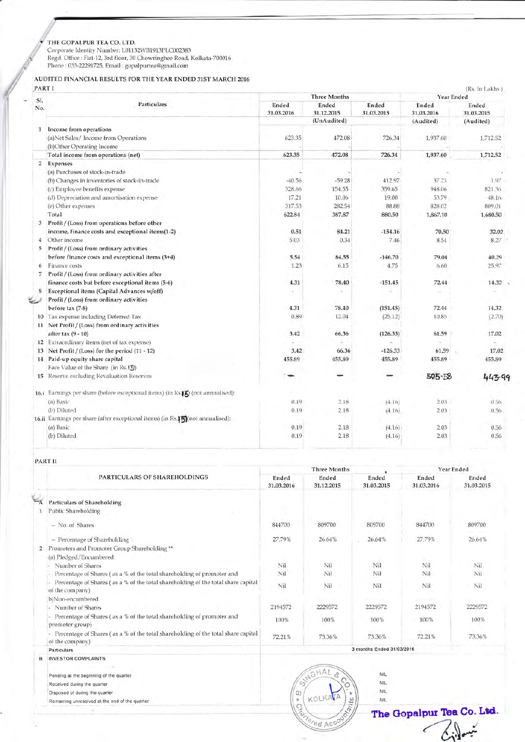THE GOPALPUR TEA CO. LTD.
Corporate Identity Number: L01132WB1913PLC002383
Regd. Office : Flat-12, 3rd floor, 30 Chowringhee Road, Kolkata-700016
Phone : 033-22291725, Email : gopalpurtea@gmail.com

## AUDITED FINANCIAL RESULTS FOR THE YEAR ENDED 31ST MARCH 2016

PART I

(Rs. In Lakhs)

| Sl. No. | Particulars | Three Months Ended 31.03.2016 | Ended 31.12.2015 | Ended 31.03.2015 | Year Ended 31.03.2016 | Ended 31.03.2015 |
|---|---|---|---|---|---|---|
| | | | (UnAudited) | | (Audited) | (Audited) |
| 1 | Income from operations | | | | | |
| | (a)Net Sales/ Income from Operations | 623.35 | 472.08 | 726.34 | 1,937.60 | 1,712.52 |
| | (b)Other Operating Income | - | - | - | - | - |
| | Total income from operations (net) | 623.35 | 472.08 | 726.34 | 1,937.60 | 1,712.52 |
| 2 | Expenses | | | | | |
| | (a) Purchases of stock-in-trade | - | - | - | - | - |
| | (b) Changes in inventories of stock-in-trade | -40.56 | -59.28 | 412.97 | 37.23 | 1.97 |
| | (c) Employee benefits expense | 328.66 | 154.55 | 359.65 | 948.06 | 821.36 |
| | (d) Depreciation and amortisation expense | 17.21 | 10.06 | 19.00 | 53.79 | 48.16 |
| | (e) Other expenses | 317.53 | 282.54 | 88.88 | 828.02 | 809.01 |
| | Total | 622.84 | 387.87 | 880.50 | 1,867.10 | 1,680.50 |
| 3 | Profit / (Loss) from operations before other income, finance costs and exceptional items(1-2) | 0.51 | 84.21 | -154.16 | 70.50 | 32.02 |
| 4 | Other income | 5.03 | 0.34 | 7.46 | 8.54 | 8.27 |
| 5 | Profit / (Loss) from ordinary activities before finance costs and exceptional items (3+4) | 5.54 | 84.55 | -146.70 | 79.04 | 40.29 |
| 6 | Finance costs | 1.23 | 6.15 | 4.75 | 6.60 | 25.97 |
| 7 | Profit / (Loss) from ordinary activities after finance costs but before exceptional items (5-6) | 4.31 | 78.40 | -151.45 | 72.44 | 14.32 |
| 8 | Exceptional items (Capital Advances w/off) | - | - | - | - | - |
| 9 | Profit / (Loss) from ordinary activities before tax (7-8) | 4.31 | 78.40 | (151.45) | 72.44 | 14.32 |
| 10 | Tax expense including Deferred Tax | 0.89 | 12.04 | (25.12) | 10.85 | (2.70) |
| 11 | Net Profit / (Loss) from ordinary activities after tax (9 - 10) | 3.42 | 66.36 | (126.33) | 61.59 | 17.02 |
| 12 | Extraordinary items (net of tax expense) | - | - | - | - | - |
| 13 | Net Profit / (Loss) for the period (11 - 12) | 3.42 | 66.36 | -126.33 | 61.59 | 17.02 |
| 14 | Paid-up equity share capital | 455.89 | 455.89 | 455.89 | 455.89 | 455.89 |
| | Face Value of the Share (in Rs.15) | | | | | |
| 15 | Reserve excluding Revaluation Reserves | - | - | - | 505.58 | 443.99 |
| 16.i | Earnings per share (before exceptional items) (in Rs.15) (not annualised): | | | | | |
| | (a) Basic | 0.19 | 2.18 | (4.16) | 2.03 | 0.56 |
| | (b) Diluted | 0.19 | 2.18 | (4.16) | 2.03 | 0.56 |
| 16.ii | Earnings per share (after exceptional items) (in Rs.15)(not annualised): | | | | | |
| | (a) Basic | 0.19 | 2.18 | (4.16) | 2.03 | 0.56 |
| | (b) Diluted | 0.19 | 2.18 | (4.16) | 2.03 | 0.56 |

PART II

| | PARTICULARS OF SHAREHOLDINGS | Three Months Ended 31.03.2016 | Ended 31.12.2015 | Ended 31.03.2015 | Year Ended 31.03.2016 | Ended 31.03.2015 |
|---|---|---|---|---|---|---|
| A | Particulars of Shareholding | | | | | |
| 1 | Public Shareholding | | | | | |
| | -- No. of Shares | 844700 | 809700 | 809700 | 844700 | 809700 |
| | -- Percentage of Shareholding | 27.79% | 26.64% | 26.64% | 27.79% | 26.64% |
| 2 | Promoters and Promoter Group Shareholding ** | | | | | |
| | (a) Pledged/Encumbered | | | | | |
| | - Number of Shares | Nil | Nil | Nil | Nil | Nil |
| | - Percentage of Shares ( as a % of the total shareholding of promoter and | Nil | Nil | Nil | Nil | Nil |
| | - Percentage of Shares ( as a % of the total shareholding of the total share capital of the company) | Nil | Nil | Nil | Nil | Nil |
| | b)Non-encumbered | | | | | |
| | - Number of Shares | 2194572 | 2229572 | 2229572 | 2194572 | 2229572 |
| | - Percentage of Shares ( as a % of the total shareholding of promoter and promoter group) | 100% | 100% | 100% | 100% | 100% |
| | - Percentage of Shares ( as a % of the total shareholding of the total share capital of the company) | 72.21% | 73.36% | 73.36% | 72.21% | 73.36% |

| | Particulars | 3 months Ended 31/03/2016 |
|---|---|---|
| B | INVESTOR COMPLAINTS | |
| | Pending at the beginning of the quarter | NIL |
| | Received during the quarter | NIL |
| | Disposed of during the quarter | NIL |
| | Remaining unresolved at the end of the quarter | NIL |

SINGHAL & CO. KOLKATA Chartered Accountants

The Gopalpur Tea Co. Ltd.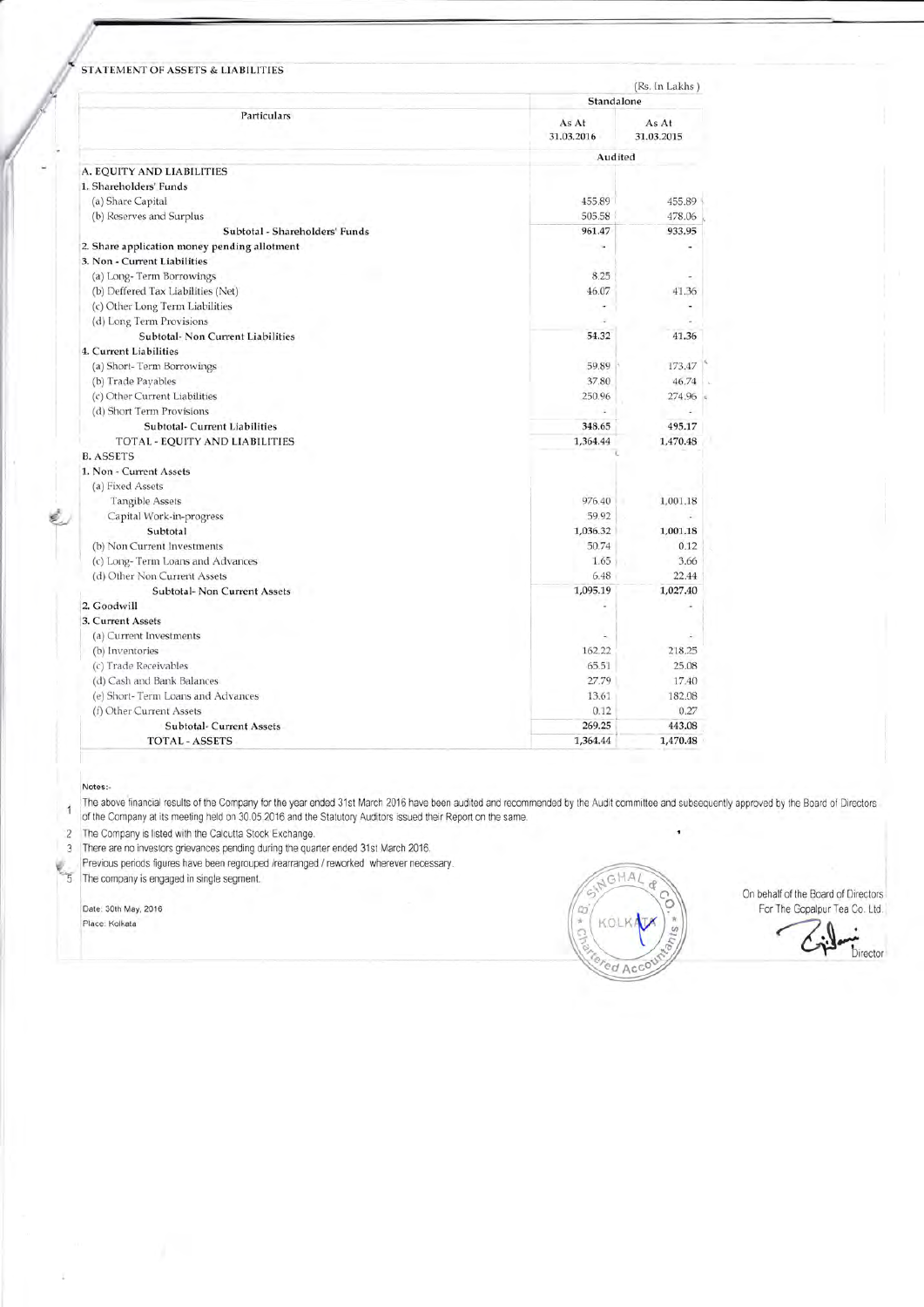## STATEMENT OF ASSETS & LIABILITIES

(Rs. In Lakhs)

| Particulars | Standalone | |
|---|---|---|
| | As At 31.03.2016 | As At 31.03.2015 |
| | Audited | |
| **A. EQUITY AND LIABILITIES** | | |
| **1. Shareholders' Funds** | | |
| (a) Share Capital | 455.89 | 455.89 |
| (b) Reserves and Surplus | 505.58 | 478.06 |
| **Subtotal - Shareholders' Funds** | **961.47** | **933.95** |
| **2. Share application money pending allotment** | - | - |
| **3. Non - Current Liabilities** | | |
| (a) Long- Term Borrowings | 8.25 | - |
| (b) Deffered Tax Liabilities (Net) | 46.07 | 41.36 |
| (c) Other Long Term Liabilities | - | - |
| (d) Long Term Provisions | - | - |
| **Subtotal- Non Current Liabilities** | **54.32** | **41.36** |
| **4. Current Liabilities** | | |
| (a) Short- Term Borrowings | 59.89 | 173.47 |
| (b) Trade Payables | 37.80 | 46.74 |
| (c) Other Current Liabilities | 250.96 | 274.96 |
| (d) Short Term Provisions | - | - |
| **Subtotal- Current Liabilities** | **348.65** | **495.17** |
| TOTAL - EQUITY AND LIABILITIES | 1,364.44 | 1,470.48 |
| **B. ASSETS** | | |
| **1. Non - Current Assets** | | |
| (a) Fixed Assets | | |
| Tangible Assets | 976.40 | 1,001.18 |
| Capital Work-in-progress | 59.92 | - |
| Subtotal | 1,036.32 | 1,001.18 |
| (b) Non Current Investments | 50.74 | 0.12 |
| (c) Long- Term Loans and Advances | 1.65 | 3.66 |
| (d) Other Non Current Assets | 6.48 | 22.44 |
| **Subtotal- Non Current Assets** | **1,095.19** | **1,027.40** |
| **2. Goodwill** | - | - |
| **3. Current Assets** | | |
| (a) Current Investments | - | - |
| (b) Inventories | 162.22 | 218.25 |
| (c) Trade Receivables | 65.51 | 25.08 |
| (d) Cash and Bank Balances | 27.79 | 17.40 |
| (e) Short- Term Loans and Advances | 13.61 | 182.08 |
| (f) Other Current Assets | 0.12 | 0.27 |
| **Subtotal- Current Assets** | **269.25** | **443.08** |
| **TOTAL - ASSETS** | **1,364.44** | **1,470.48** |

**Notes:-**

1. The above financial results of the Company for the year ended 31st March 2016 have been audited and recommended by the Audit committee and subsequently approved by the Board of Directors of the Company at its meeting held on 30.05.2016 and the Statutory Auditors issued their Report on the same.
2. The Company is listed with the Calcutta Stock Exchange.
3. There are no investors grievances pending during the quarter ended 31st March 2016.
4. Previous periods figures have been regrouped /rearranged / reworked wherever necessary.
5. The company is engaged in single segment.

Date: 30th May, 2016
Place: Kolkata

On behalf of the Board of Directors
For The Gopalpur Tea Co. Ltd.

Director